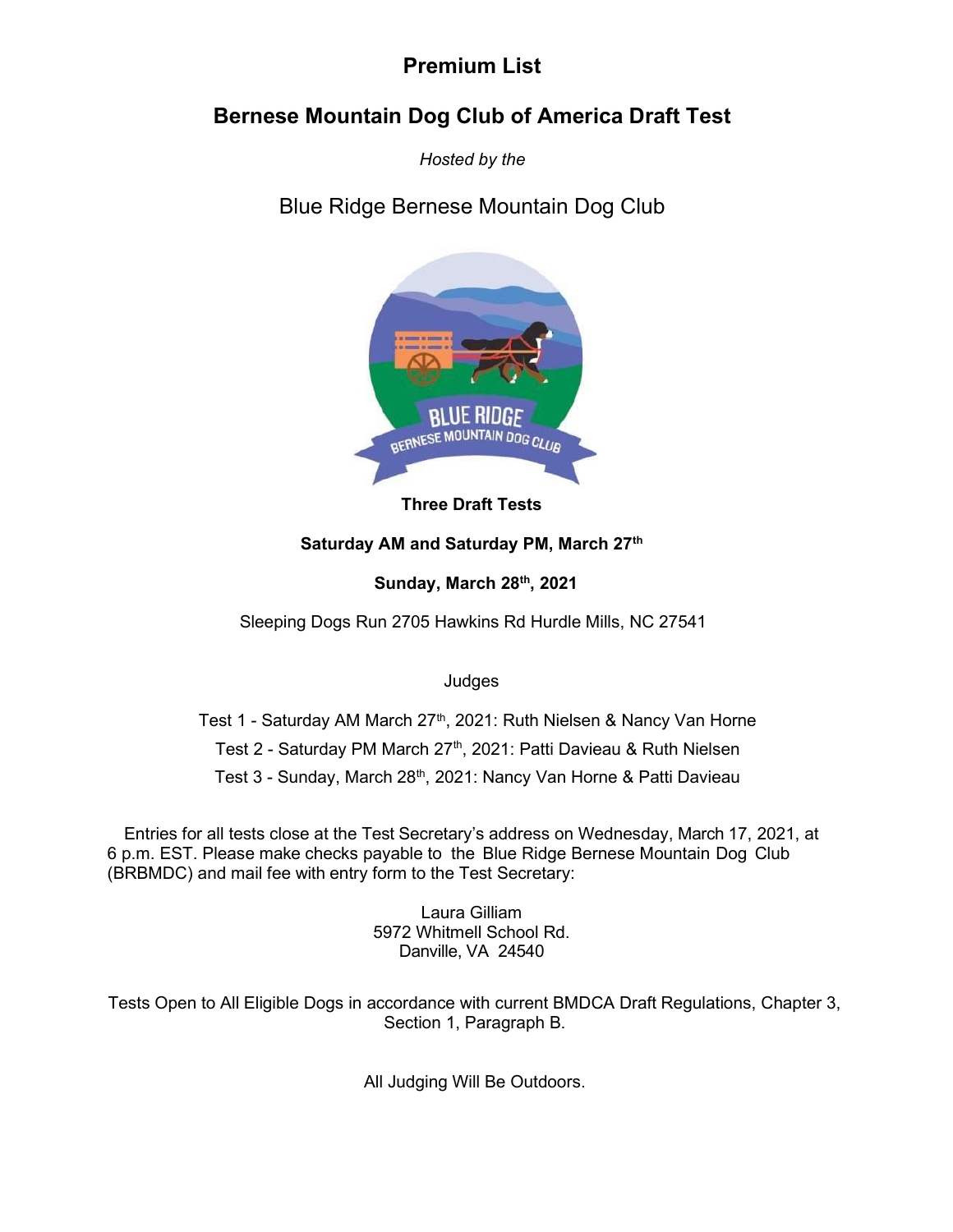# Premium List

## Bernese Mountain Dog Club of America Draft Test

*Hosted by the*

Blue Ridge Bernese Mountain Dog Club

**Three Draft Tests**

**Saturday AM and Saturday PM, March 27th**

**Sunday, March 28th, 2021**

Sleeping Dogs Run 2705 Hawkins Rd Hurdle Mills, NC 27541

Judges

Test 1 - Saturday AM March 27th, 2021: Ruth Nielsen & Nancy Van Horne

Test 2 - Saturday PM March 27th, 2021: Patti Davieau & Ruth Nielsen

Test 3 - Sunday, March 28th, 2021: Nancy Van Horne & Patti Davieau

Entries for all tests close at the Test Secretary's address on Wednesday, March 17, 2021, at 6 p.m. EST. Please make checks payable to the Blue Ridge Bernese Mountain Dog Club (BRBMDC) and mail fee with entry form to the Test Secretary:

Laura Gilliam
5972 Whitmell School Rd.
Danville, VA 24540

Tests Open to All Eligible Dogs in accordance with current BMDCA Draft Regulations, Chapter 3, Section 1, Paragraph B.

All Judging Will Be Outdoors.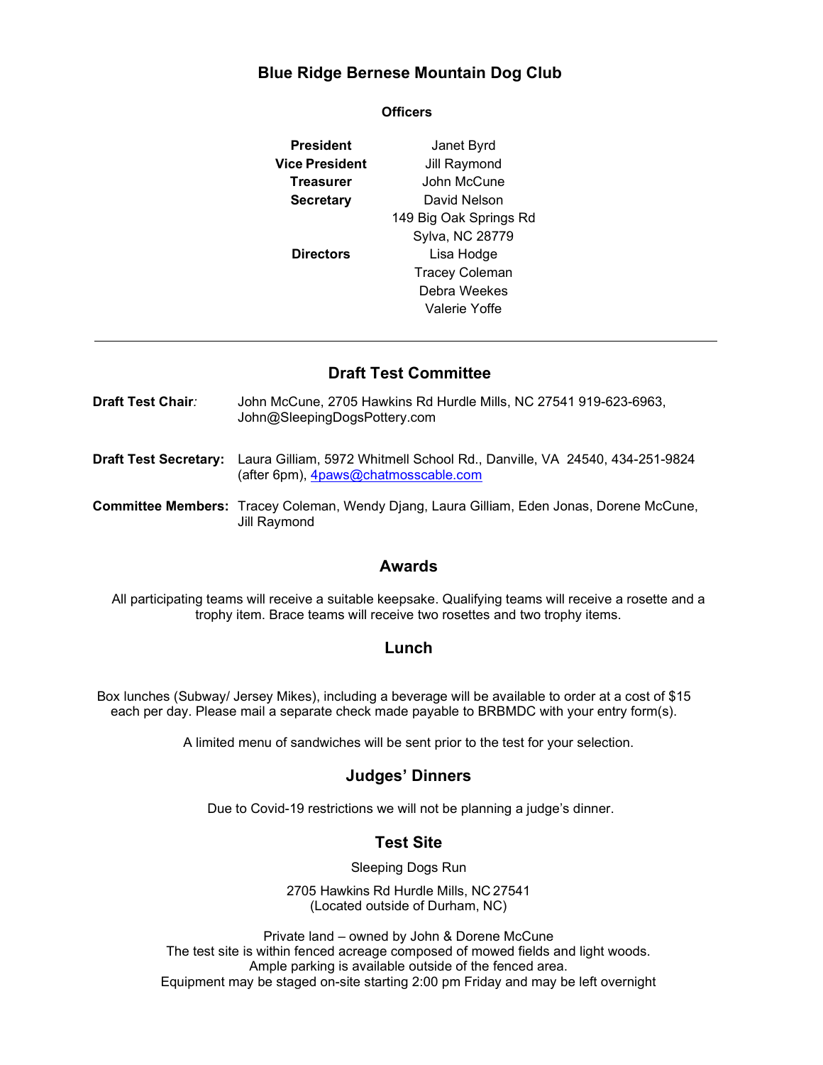# Blue Ridge Bernese Mountain Dog Club

### Officers

| | |
|---|---|
| **President** | Janet Byrd |
| **Vice President** | Jill Raymond |
| **Treasurer** | John McCune |
| **Secretary** | David Nelson<br>149 Big Oak Springs Rd<br>Sylva, NC 28779 |
| **Directors** | Lisa Hodge<br>Tracey Coleman<br>Debra Weekes<br>Valerie Yoffe |

---

## Draft Test Committee

**Draft Test Chair***:* John McCune, 2705 Hawkins Rd Hurdle Mills, NC 27541 919-623-6963, John@SleepingDogsPottery.com

**Draft Test Secretary:** Laura Gilliam, 5972 Whitmell School Rd., Danville, VA 24540, 434-251-9824 (after 6pm), 4paws@chatmosscable.com

**Committee Members:** Tracey Coleman, Wendy Djang, Laura Gilliam, Eden Jonas, Dorene McCune, Jill Raymond

## Awards

All participating teams will receive a suitable keepsake. Qualifying teams will receive a rosette and a trophy item. Brace teams will receive two rosettes and two trophy items.

## Lunch

Box lunches (Subway/ Jersey Mikes), including a beverage will be available to order at a cost of $15 each per day. Please mail a separate check made payable to BRBMDC with your entry form(s).

A limited menu of sandwiches will be sent prior to the test for your selection.

## Judges' Dinners

Due to Covid-19 restrictions we will not be planning a judge's dinner.

## Test Site

Sleeping Dogs Run

2705 Hawkins Rd Hurdle Mills, NC 27541
(Located outside of Durham, NC)

Private land – owned by John & Dorene McCune
The test site is within fenced acreage composed of mowed fields and light woods.
Ample parking is available outside of the fenced area.
Equipment may be staged on-site starting 2:00 pm Friday and may be left overnight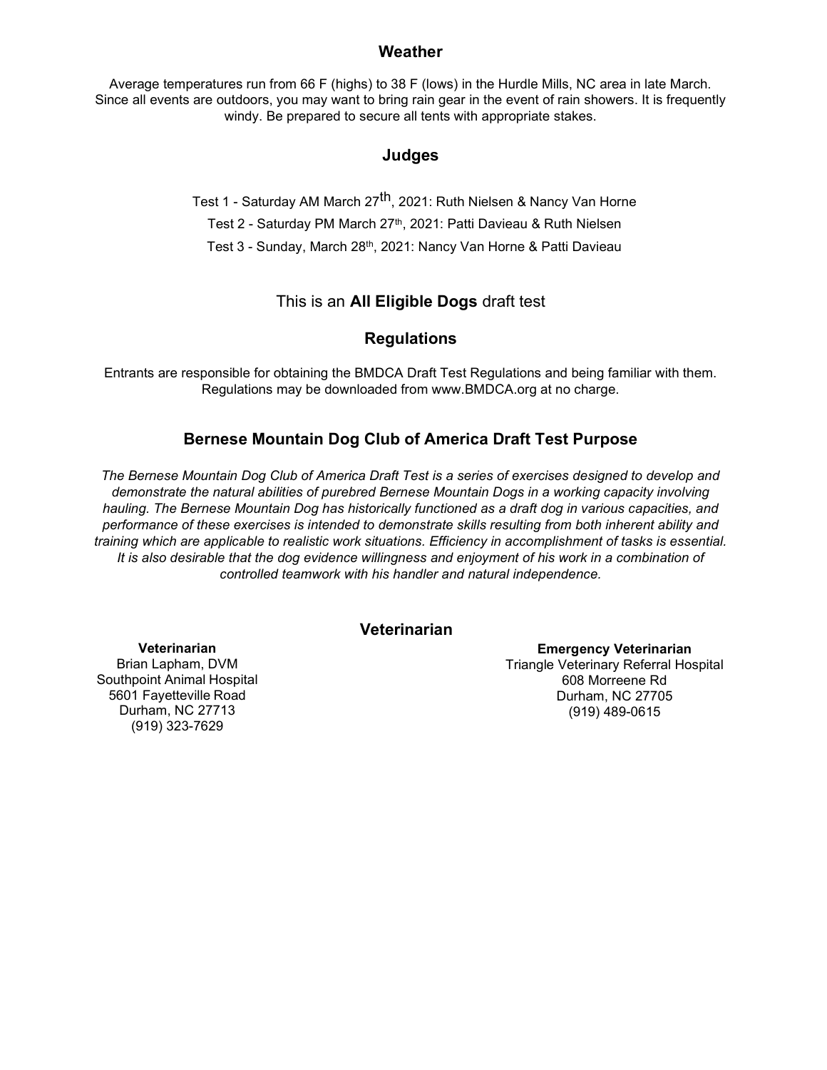## Weather

Average temperatures run from 66 F (highs) to 38 F (lows) in the Hurdle Mills, NC area in late March. Since all events are outdoors, you may want to bring rain gear in the event of rain showers. It is frequently windy. Be prepared to secure all tents with appropriate stakes.

## Judges

Test 1 - Saturday AM March 27th, 2021: Ruth Nielsen & Nancy Van Horne

Test 2 - Saturday PM March 27th, 2021: Patti Davieau & Ruth Nielsen

Test 3 - Sunday, March 28th, 2021: Nancy Van Horne & Patti Davieau

This is an **All Eligible Dogs** draft test

## Regulations

Entrants are responsible for obtaining the BMDCA Draft Test Regulations and being familiar with them. Regulations may be downloaded from www.BMDCA.org at no charge.

## Bernese Mountain Dog Club of America Draft Test Purpose

*The Bernese Mountain Dog Club of America Draft Test is a series of exercises designed to develop and demonstrate the natural abilities of purebred Bernese Mountain Dogs in a working capacity involving hauling. The Bernese Mountain Dog has historically functioned as a draft dog in various capacities, and performance of these exercises is intended to demonstrate skills resulting from both inherent ability and training which are applicable to realistic work situations. Efficiency in accomplishment of tasks is essential. It is also desirable that the dog evidence willingness and enjoyment of his work in a combination of controlled teamwork with his handler and natural independence.*

## Veterinarian

**Veterinarian**
Brian Lapham, DVM
Southpoint Animal Hospital
5601 Fayetteville Road
Durham, NC 27713
(919) 323-7629

**Emergency Veterinarian**
Triangle Veterinary Referral Hospital
608 Morreene Rd
Durham, NC 27705
(919) 489-0615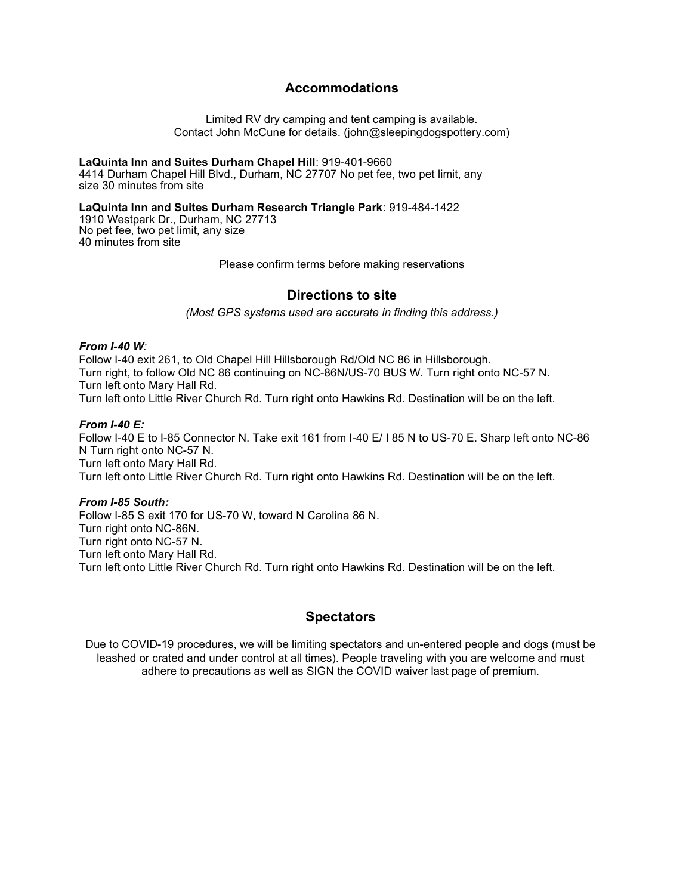## Accommodations

Limited RV dry camping and tent camping is available.
Contact John McCune for details. (john@sleepingdogspottery.com)

**LaQuinta Inn and Suites Durham Chapel Hill**: 919-401-9660
4414 Durham Chapel Hill Blvd., Durham, NC 27707 No pet fee, two pet limit, any size 30 minutes from site

**LaQuinta Inn and Suites Durham Research Triangle Park**: 919-484-1422
1910 Westpark Dr., Durham, NC 27713
No pet fee, two pet limit, any size
40 minutes from site

Please confirm terms before making reservations

## Directions to site

*(Most GPS systems used are accurate in finding this address.)*

***From I-40 W:***
Follow I-40 exit 261, to Old Chapel Hill Hillsborough Rd/Old NC 86 in Hillsborough.
Turn right, to follow Old NC 86 continuing on NC-86N/US-70 BUS W. Turn right onto NC-57 N.
Turn left onto Mary Hall Rd.
Turn left onto Little River Church Rd. Turn right onto Hawkins Rd. Destination will be on the left.

***From I-40 E:***
Follow I-40 E to I-85 Connector N. Take exit 161 from I-40 E/ I 85 N to US-70 E. Sharp left onto NC-86 N Turn right onto NC-57 N.
Turn left onto Mary Hall Rd.
Turn left onto Little River Church Rd. Turn right onto Hawkins Rd. Destination will be on the left.

***From I-85 South:***
Follow I-85 S exit 170 for US-70 W, toward N Carolina 86 N.
Turn right onto NC-86N.
Turn right onto NC-57 N.
Turn left onto Mary Hall Rd.
Turn left onto Little River Church Rd. Turn right onto Hawkins Rd. Destination will be on the left.

## Spectators

Due to COVID-19 procedures, we will be limiting spectators and un-entered people and dogs (must be leashed or crated and under control at all times). People traveling with you are welcome and must adhere to precautions as well as SIGN the COVID waiver last page of premium.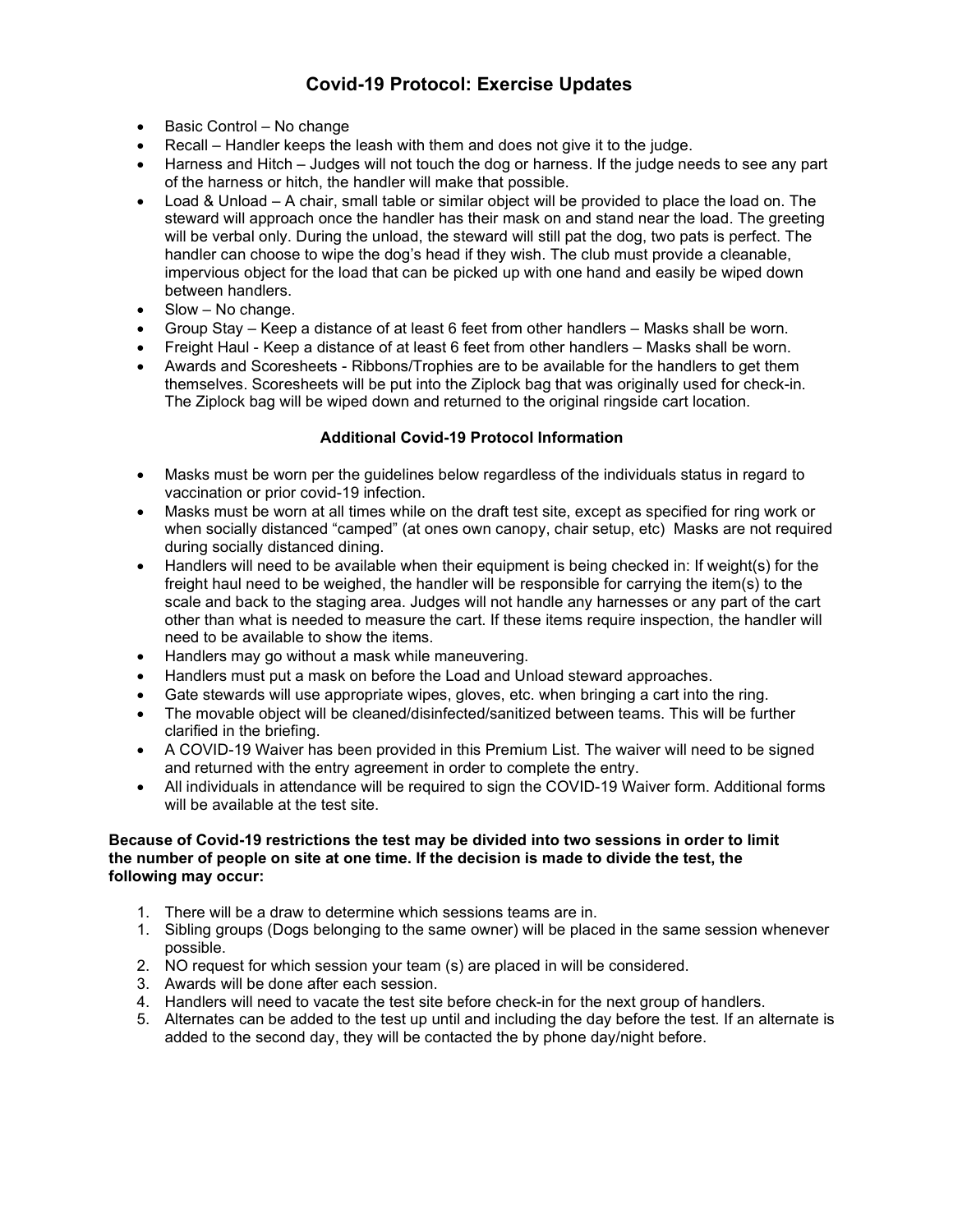# Covid-19 Protocol: Exercise Updates

- Basic Control – No change
- Recall – Handler keeps the leash with them and does not give it to the judge.
- Harness and Hitch – Judges will not touch the dog or harness. If the judge needs to see any part of the harness or hitch, the handler will make that possible.
- Load & Unload – A chair, small table or similar object will be provided to place the load on. The steward will approach once the handler has their mask on and stand near the load. The greeting will be verbal only. During the unload, the steward will still pat the dog, two pats is perfect. The handler can choose to wipe the dog's head if they wish. The club must provide a cleanable, impervious object for the load that can be picked up with one hand and easily be wiped down between handlers.
- Slow – No change.
- Group Stay – Keep a distance of at least 6 feet from other handlers – Masks shall be worn.
- Freight Haul - Keep a distance of at least 6 feet from other handlers – Masks shall be worn.
- Awards and Scoresheets - Ribbons/Trophies are to be available for the handlers to get them themselves. Scoresheets will be put into the Ziplock bag that was originally used for check-in. The Ziplock bag will be wiped down and returned to the original ringside cart location.

### Additional Covid-19 Protocol Information

- Masks must be worn per the guidelines below regardless of the individuals status in regard to vaccination or prior covid-19 infection.
- Masks must be worn at all times while on the draft test site, except as specified for ring work or when socially distanced "camped" (at ones own canopy, chair setup, etc) Masks are not required during socially distanced dining.
- Handlers will need to be available when their equipment is being checked in: If weight(s) for the freight haul need to be weighed, the handler will be responsible for carrying the item(s) to the scale and back to the staging area. Judges will not handle any harnesses or any part of the cart other than what is needed to measure the cart. If these items require inspection, the handler will need to be available to show the items.
- Handlers may go without a mask while maneuvering.
- Handlers must put a mask on before the Load and Unload steward approaches.
- Gate stewards will use appropriate wipes, gloves, etc. when bringing a cart into the ring.
- The movable object will be cleaned/disinfected/sanitized between teams. This will be further clarified in the briefing.
- A COVID-19 Waiver has been provided in this Premium List. The waiver will need to be signed and returned with the entry agreement in order to complete the entry.
- All individuals in attendance will be required to sign the COVID-19 Waiver form. Additional forms will be available at the test site.

**Because of Covid-19 restrictions the test may be divided into two sessions in order to limit the number of people on site at one time. If the decision is made to divide the test, the following may occur:**

1. There will be a draw to determine which sessions teams are in.
1. Sibling groups (Dogs belonging to the same owner) will be placed in the same session whenever possible.
2. NO request for which session your team (s) are placed in will be considered.
3. Awards will be done after each session.
4. Handlers will need to vacate the test site before check-in for the next group of handlers.
5. Alternates can be added to the test up until and including the day before the test. If an alternate is added to the second day, they will be contacted the by phone day/night before.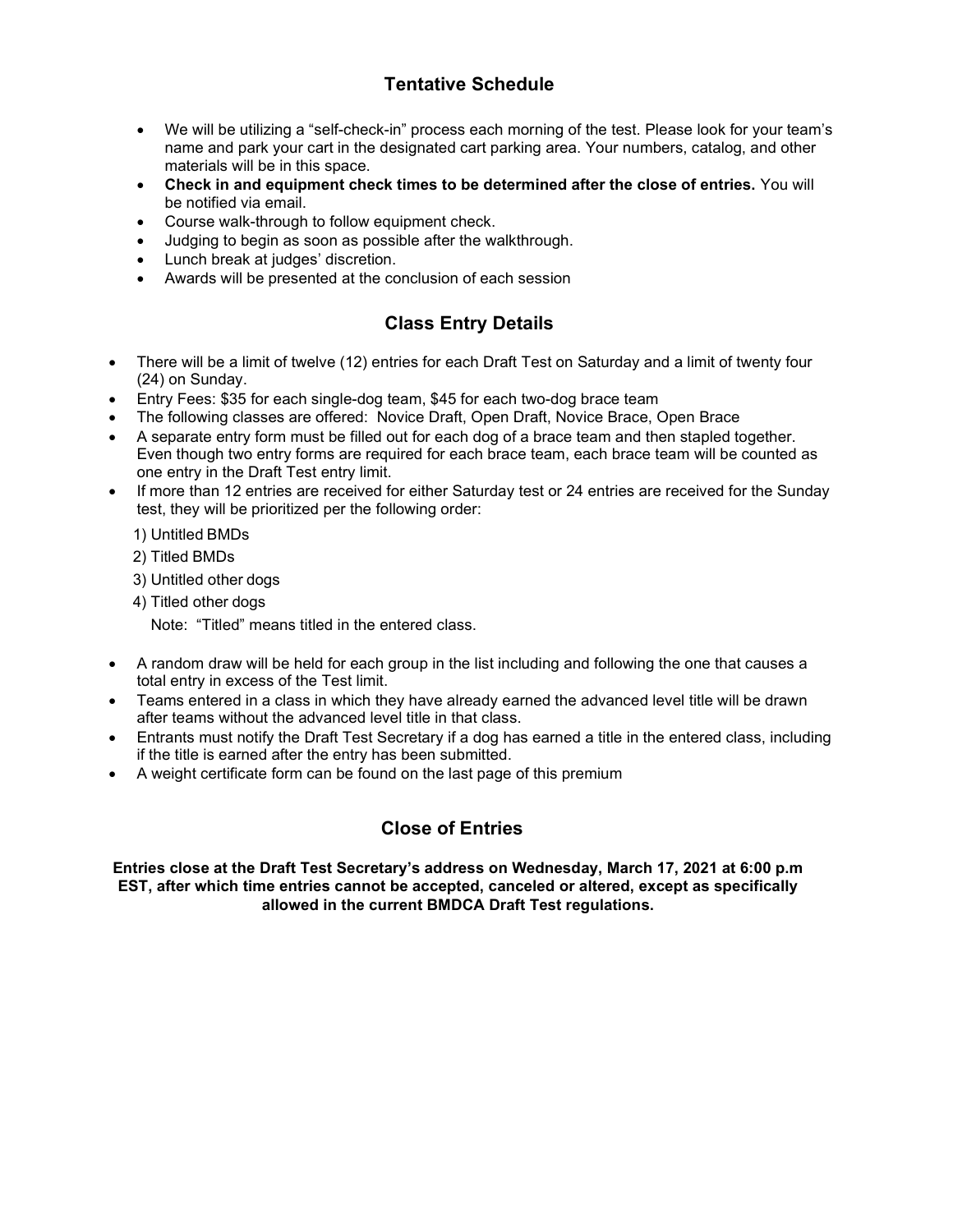## Tentative Schedule

- We will be utilizing a "self-check-in" process each morning of the test. Please look for your team's name and park your cart in the designated cart parking area. Your numbers, catalog, and other materials will be in this space.
- **Check in and equipment check times to be determined after the close of entries.** You will be notified via email.
- Course walk-through to follow equipment check.
- Judging to begin as soon as possible after the walkthrough.
- Lunch break at judges' discretion.
- Awards will be presented at the conclusion of each session

## Class Entry Details

- There will be a limit of twelve (12) entries for each Draft Test on Saturday and a limit of twenty four (24) on Sunday.
- Entry Fees: $35 for each single-dog team, $45 for each two-dog brace team
- The following classes are offered: Novice Draft, Open Draft, Novice Brace, Open Brace
- A separate entry form must be filled out for each dog of a brace team and then stapled together. Even though two entry forms are required for each brace team, each brace team will be counted as one entry in the Draft Test entry limit.
- If more than 12 entries are received for either Saturday test or 24 entries are received for the Sunday test, they will be prioritized per the following order:

  1) Untitled BMDs
  2) Titled BMDs
  3) Untitled other dogs
  4) Titled other dogs

  Note: "Titled" means titled in the entered class.

- A random draw will be held for each group in the list including and following the one that causes a total entry in excess of the Test limit.
- Teams entered in a class in which they have already earned the advanced level title will be drawn after teams without the advanced level title in that class.
- Entrants must notify the Draft Test Secretary if a dog has earned a title in the entered class, including if the title is earned after the entry has been submitted.
- A weight certificate form can be found on the last page of this premium

## Close of Entries

**Entries close at the Draft Test Secretary's address on Wednesday, March 17, 2021 at 6:00 p.m EST, after which time entries cannot be accepted, canceled or altered, except as specifically allowed in the current BMDCA Draft Test regulations.**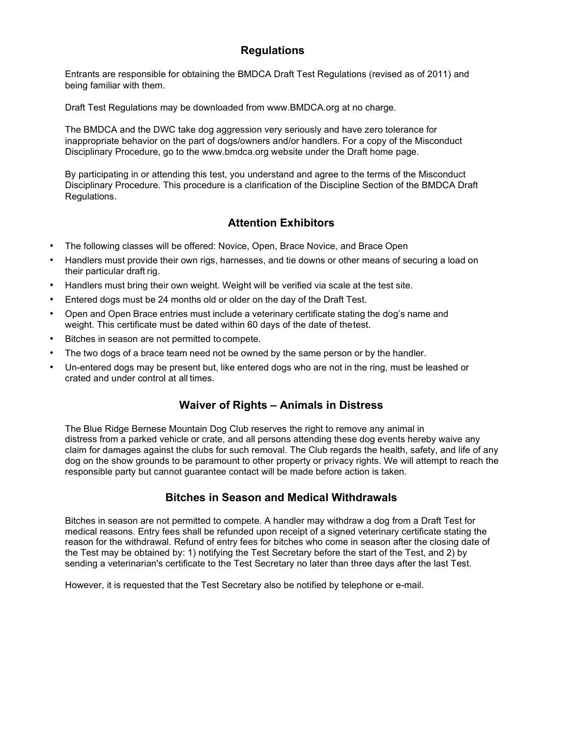## Regulations

Entrants are responsible for obtaining the BMDCA Draft Test Regulations (revised as of 2011) and being familiar with them.

Draft Test Regulations may be downloaded from www.BMDCA.org at no charge.

The BMDCA and the DWC take dog aggression very seriously and have zero tolerance for inappropriate behavior on the part of dogs/owners and/or handlers. For a copy of the Misconduct Disciplinary Procedure, go to the www.bmdca.org website under the Draft home page.

By participating in or attending this test, you understand and agree to the terms of the Misconduct Disciplinary Procedure. This procedure is a clarification of the Discipline Section of the BMDCA Draft Regulations.

## Attention Exhibitors

- The following classes will be offered: Novice, Open, Brace Novice, and Brace Open
- Handlers must provide their own rigs, harnesses, and tie downs or other means of securing a load on their particular draft rig.
- Handlers must bring their own weight. Weight will be verified via scale at the test site.
- Entered dogs must be 24 months old or older on the day of the Draft Test.
- Open and Open Brace entries must include a veterinary certificate stating the dog's name and weight. This certificate must be dated within 60 days of the date of the test.
- Bitches in season are not permitted to compete.
- The two dogs of a brace team need not be owned by the same person or by the handler.
- Un-entered dogs may be present but, like entered dogs who are not in the ring, must be leashed or crated and under control at all times.

## Waiver of Rights – Animals in Distress

The Blue Ridge Bernese Mountain Dog Club reserves the right to remove any animal in distress from a parked vehicle or crate, and all persons attending these dog events hereby waive any claim for damages against the clubs for such removal. The Club regards the health, safety, and life of any dog on the show grounds to be paramount to other property or privacy rights. We will attempt to reach the responsible party but cannot guarantee contact will be made before action is taken.

## Bitches in Season and Medical Withdrawals

Bitches in season are not permitted to compete. A handler may withdraw a dog from a Draft Test for medical reasons. Entry fees shall be refunded upon receipt of a signed veterinary certificate stating the reason for the withdrawal. Refund of entry fees for bitches who come in season after the closing date of the Test may be obtained by: 1) notifying the Test Secretary before the start of the Test, and 2) by sending a veterinarian's certificate to the Test Secretary no later than three days after the last Test.

However, it is requested that the Test Secretary also be notified by telephone or e-mail.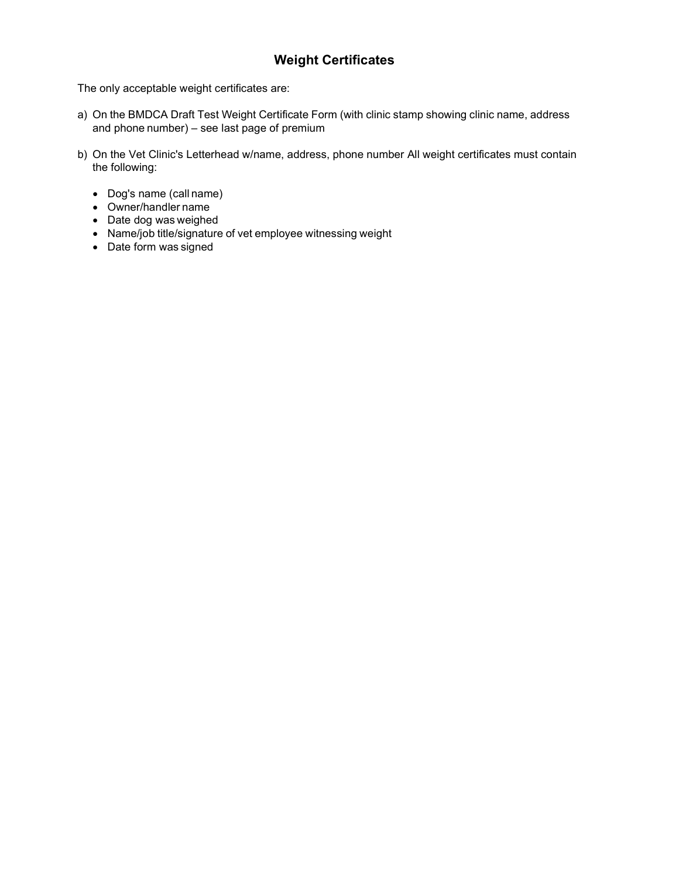## Weight Certificates

The only acceptable weight certificates are:

a) On the BMDCA Draft Test Weight Certificate Form (with clinic stamp showing clinic name, address and phone number) – see last page of premium

b) On the Vet Clinic's Letterhead w/name, address, phone number All weight certificates must contain the following:

- Dog's name (call name)
- Owner/handler name
- Date dog was weighed
- Name/job title/signature of vet employee witnessing weight
- Date form was signed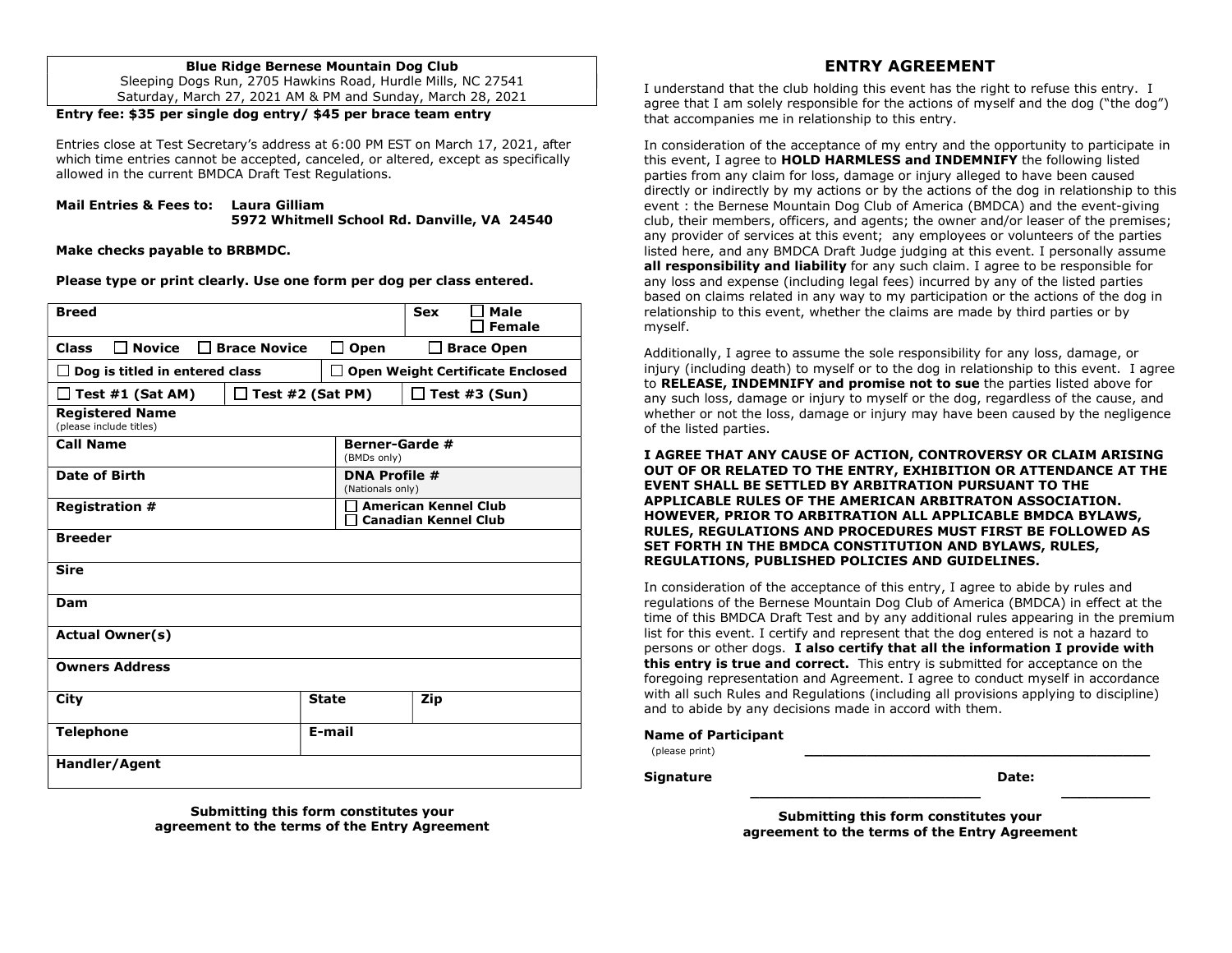**Blue Ridge Bernese Mountain Dog Club**
Sleeping Dogs Run, 2705 Hawkins Road, Hurdle Mills, NC 27541
Saturday, March 27, 2021 AM & PM and Sunday, March 28, 2021

**Entry fee: $35 per single dog entry/ $45 per brace team entry**

Entries close at Test Secretary's address at 6:00 PM EST on March 17, 2021, after which time entries cannot be accepted, canceled, or altered, except as specifically allowed in the current BMDCA Draft Test Regulations.

**Mail Entries & Fees to: Laura Gilliam**
**5972 Whitmell School Rd. Danville, VA 24540**

**Make checks payable to BRBMDC.**

**Please type or print clearly. Use one form per dog per class entered.**

| | | | |
|---|---|---|---|
| **Breed** | | **Sex** ☐ **Male** ☐ **Female** | |
| **Class** ☐ **Novice** ☐ **Brace Novice** | ☐ **Open** | ☐ **Brace Open** | |
| ☐ **Dog is titled in entered class** | ☐ **Open Weight Certificate Enclosed** | | |
| ☐ **Test #1 (Sat AM)** | ☐ **Test #2 (Sat PM)** | ☐ **Test #3 (Sun)** | |
| **Registered Name** (please include titles) | | | |
| **Call Name** | **Berner-Garde #** (BMDs only) | | |
| **Date of Birth** | **DNA Profile #** (Nationals only) | | |
| **Registration #** | ☐ **American Kennel Club** ☐ **Canadian Kennel Club** | | |
| **Breeder** | | | |
| **Sire** | | | |
| **Dam** | | | |
| **Actual Owner(s)** | | | |
| **Owners Address** | | | |
| **City** | **State** | **Zip** | |
| **Telephone** | **E-mail** | | |
| **Handler/Agent** | | | |

**Submitting this form constitutes your agreement to the terms of the Entry Agreement**

## ENTRY AGREEMENT

I understand that the club holding this event has the right to refuse this entry. I agree that I am solely responsible for the actions of myself and the dog ("the dog") that accompanies me in relationship to this entry.

In consideration of the acceptance of my entry and the opportunity to participate in this event, I agree to **HOLD HARMLESS and INDEMNIFY** the following listed parties from any claim for loss, damage or injury alleged to have been caused directly or indirectly by my actions or by the actions of the dog in relationship to this event : the Bernese Mountain Dog Club of America (BMDCA) and the event-giving club, their members, officers, and agents; the owner and/or leaser of the premises; any provider of services at this event; any employees or volunteers of the parties listed here, and any BMDCA Draft Judge judging at this event. I personally assume **all responsibility and liability** for any such claim. I agree to be responsible for any loss and expense (including legal fees) incurred by any of the listed parties based on claims related in any way to my participation or the actions of the dog in relationship to this event, whether the claims are made by third parties or by myself.

Additionally, I agree to assume the sole responsibility for any loss, damage, or injury (including death) to myself or to the dog in relationship to this event. I agree to **RELEASE, INDEMNIFY and promise not to sue** the parties listed above for any such loss, damage or injury to myself or the dog, regardless of the cause, and whether or not the loss, damage or injury may have been caused by the negligence of the listed parties.

**I AGREE THAT ANY CAUSE OF ACTION, CONTROVERSY OR CLAIM ARISING OUT OF OR RELATED TO THE ENTRY, EXHIBITION OR ATTENDANCE AT THE EVENT SHALL BE SETTLED BY ARBITRATION PURSUANT TO THE APPLICABLE RULES OF THE AMERICAN ARBITRATON ASSOCIATION. HOWEVER, PRIOR TO ARBITRATION ALL APPLICABLE BMDCA BYLAWS, RULES, REGULATIONS AND PROCEDURES MUST FIRST BE FOLLOWED AS SET FORTH IN THE BMDCA CONSTITUTION AND BYLAWS, RULES, REGULATIONS, PUBLISHED POLICIES AND GUIDELINES.**

In consideration of the acceptance of this entry, I agree to abide by rules and regulations of the Bernese Mountain Dog Club of America (BMDCA) in effect at the time of this BMDCA Draft Test and by any additional rules appearing in the premium list for this event. I certify and represent that the dog entered is not a hazard to persons or other dogs. **I also certify that all the information I provide with this entry is true and correct.** This entry is submitted for acceptance on the foregoing representation and Agreement. I agree to conduct myself in accordance with all such Rules and Regulations (including all provisions applying to discipline) and to abide by any decisions made in accord with them.

**Name of Participant** (please print) ________________________________________

**Signature** ___________________________ **Date:** __________

**Submitting this form constitutes your agreement to the terms of the Entry Agreement**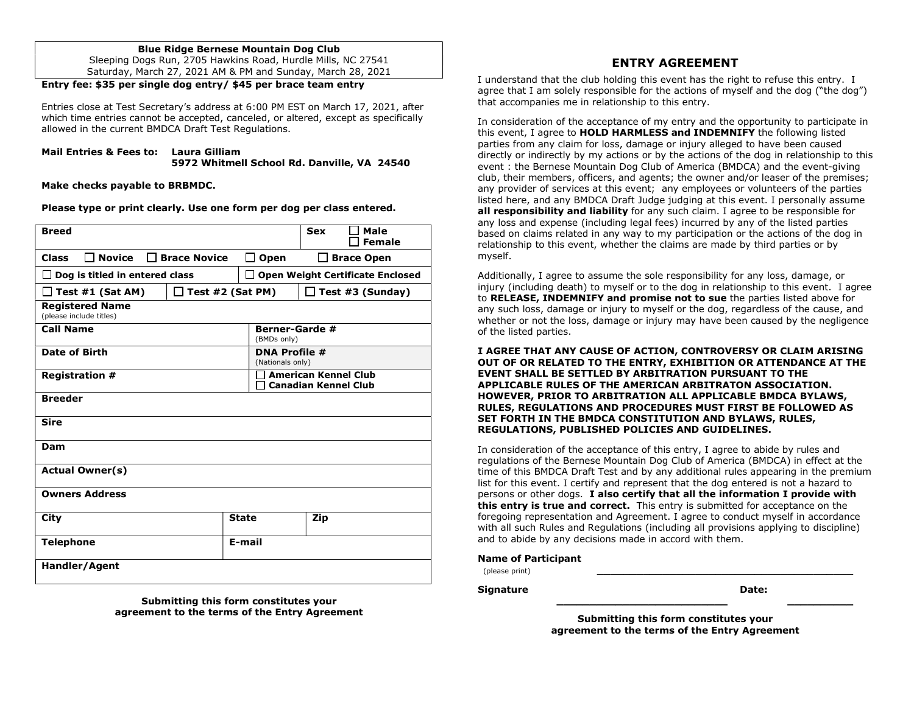**Blue Ridge Bernese Mountain Dog Club**
Sleeping Dogs Run, 2705 Hawkins Road, Hurdle Mills, NC 27541
Saturday, March 27, 2021 AM & PM and Sunday, March 28, 2021

**Entry fee: $35 per single dog entry/ $45 per brace team entry**

Entries close at Test Secretary's address at 6:00 PM EST on March 17, 2021, after which time entries cannot be accepted, canceled, or altered, except as specifically allowed in the current BMDCA Draft Test Regulations.

**Mail Entries & Fees to:** **Laura Gilliam**
**5972 Whitmell School Rd. Danville, VA 24540**

**Make checks payable to BRBMDC.**

**Please type or print clearly. Use one form per dog per class entered.**

| | | | |
|---|---|---|---|
| **Breed** | | | **Sex** ☐ **Male** ☐ **Female** |
| **Class** ☐ **Novice** ☐ **Brace Novice** | | ☐ **Open** | ☐ **Brace Open** |
| ☐ **Dog is titled in entered class** | | ☐ **Open Weight Certificate Enclosed** | |
| ☐ **Test #1 (Sat AM)** | ☐ **Test #2 (Sat PM)** | | ☐ **Test #3 (Sunday)** |
| **Registered Name** (please include titles) | | | |
| **Call Name** | | **Berner-Garde #** (BMDs only) | |
| **Date of Birth** | | **DNA Profile #** (Nationals only) | |
| **Registration #** | | ☐ **American Kennel Club** ☐ **Canadian Kennel Club** | |
| **Breeder** | | | |
| **Sire** | | | |
| **Dam** | | | |
| **Actual Owner(s)** | | | |
| **Owners Address** | | | |
| **City** | **State** | | **Zip** |
| **Telephone** | **E-mail** | | |
| **Handler/Agent** | | | |

**Submitting this form constitutes your agreement to the terms of the Entry Agreement**

## ENTRY AGREEMENT

I understand that the club holding this event has the right to refuse this entry. I agree that I am solely responsible for the actions of myself and the dog ("the dog") that accompanies me in relationship to this entry.

In consideration of the acceptance of my entry and the opportunity to participate in this event, I agree to **HOLD HARMLESS and INDEMNIFY** the following listed parties from any claim for loss, damage or injury alleged to have been caused directly or indirectly by my actions or by the actions of the dog in relationship to this event : the Bernese Mountain Dog Club of America (BMDCA) and the event-giving club, their members, officers, and agents; the owner and/or leaser of the premises; any provider of services at this event; any employees or volunteers of the parties listed here, and any BMDCA Draft Judge judging at this event. I personally assume **all responsibility and liability** for any such claim. I agree to be responsible for any loss and expense (including legal fees) incurred by any of the listed parties based on claims related in any way to my participation or the actions of the dog in relationship to this event, whether the claims are made by third parties or by myself.

Additionally, I agree to assume the sole responsibility for any loss, damage, or injury (including death) to myself or to the dog in relationship to this event. I agree to **RELEASE, INDEMNIFY and promise not to sue** the parties listed above for any such loss, damage or injury to myself or the dog, regardless of the cause, and whether or not the loss, damage or injury may have been caused by the negligence of the listed parties.

**I AGREE THAT ANY CAUSE OF ACTION, CONTROVERSY OR CLAIM ARISING OUT OF OR RELATED TO THE ENTRY, EXHIBITION OR ATTENDANCE AT THE EVENT SHALL BE SETTLED BY ARBITRATION PURSUANT TO THE APPLICABLE RULES OF THE AMERICAN ARBITRATON ASSOCIATION. HOWEVER, PRIOR TO ARBITRATION ALL APPLICABLE BMDCA BYLAWS, RULES, REGULATIONS AND PROCEDURES MUST FIRST BE FOLLOWED AS SET FORTH IN THE BMDCA CONSTITUTION AND BYLAWS, RULES, REGULATIONS, PUBLISHED POLICIES AND GUIDELINES.**

In consideration of the acceptance of this entry, I agree to abide by rules and regulations of the Bernese Mountain Dog Club of America (BMDCA) in effect at the time of this BMDCA Draft Test and by any additional rules appearing in the premium list for this event. I certify and represent that the dog entered is not a hazard to persons or other dogs. **I also certify that all the information I provide with this entry is true and correct.** This entry is submitted for acceptance on the foregoing representation and Agreement. I agree to conduct myself in accordance with all such Rules and Regulations (including all provisions applying to discipline) and to abide by any decisions made in accord with them.

**Name of Participant** (please print) ______________________________

**Signature** ____________________________ **Date:** __________

**Submitting this form constitutes your agreement to the terms of the Entry Agreement**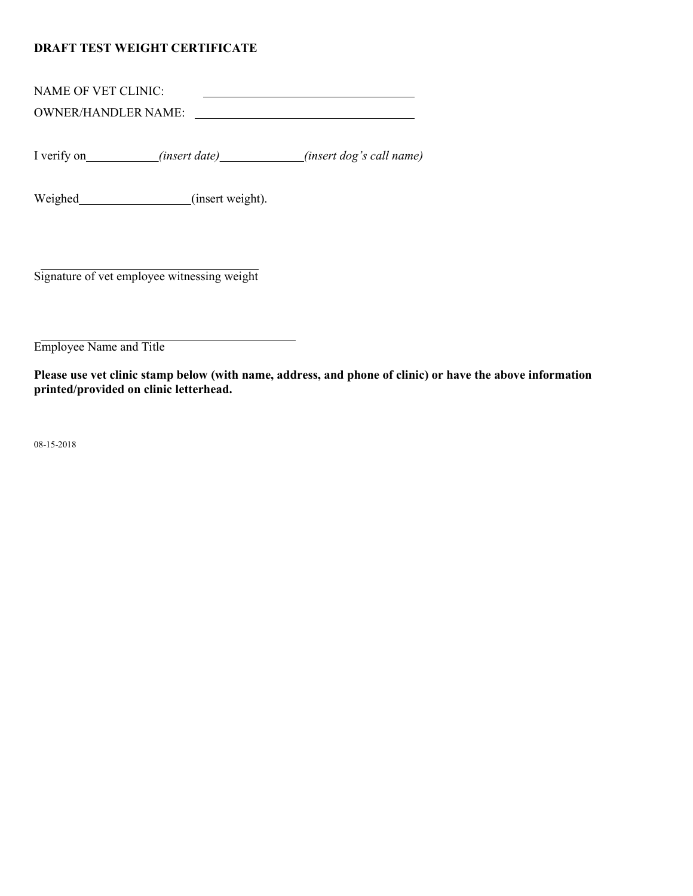**DRAFT TEST WEIGHT CERTIFICATE**

NAME OF VET CLINIC: ___________________________________

OWNER/HANDLER NAME: ___________________________________

I verify on____________*(insert date)*______________*(insert dog's call name)*

Weighed__________________(insert weight).

_____________________________________
Signature of vet employee witnessing weight

___________________________________________
Employee Name and Title

**Please use vet clinic stamp below (with name, address, and phone of clinic) or have the above information printed/provided on clinic letterhead.**

08-15-2018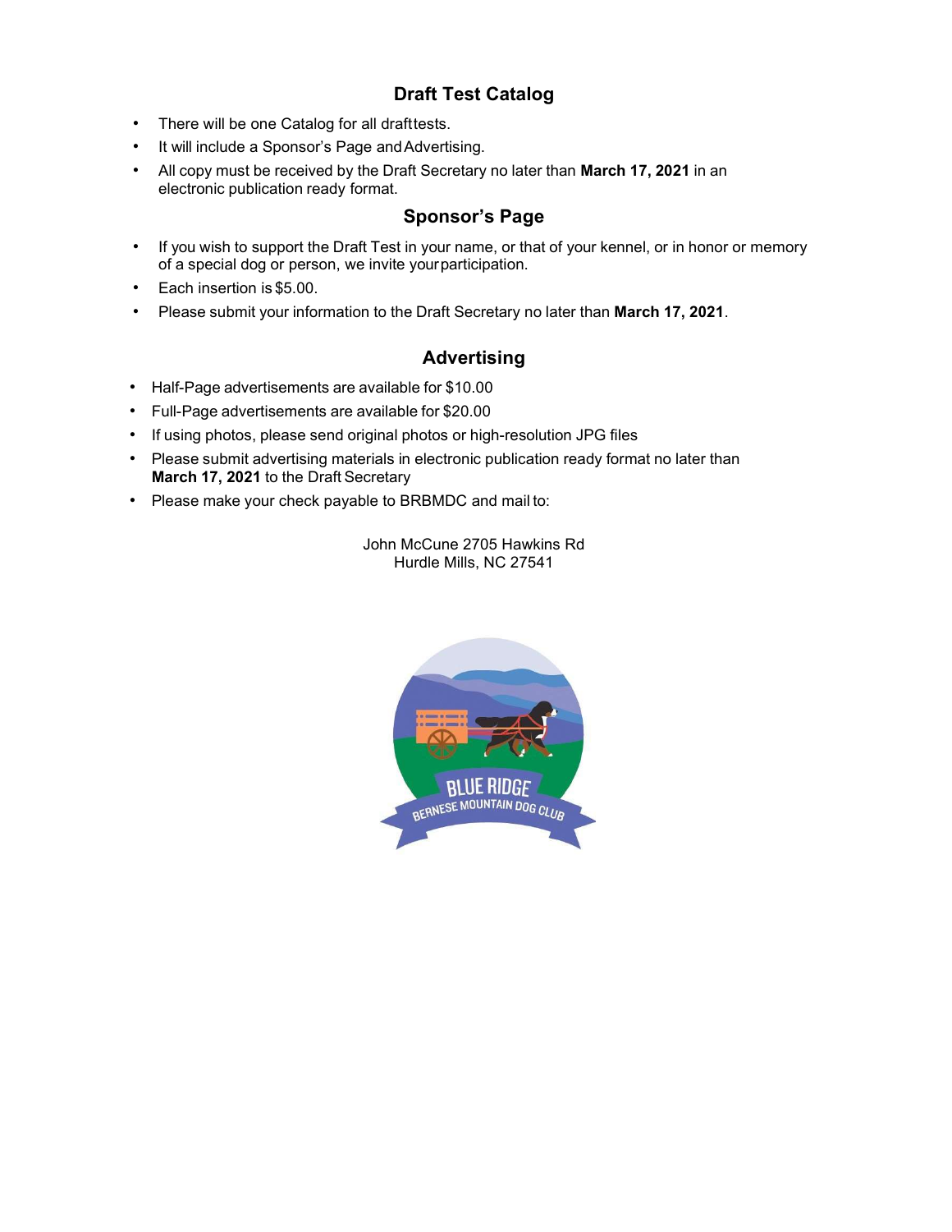## Draft Test Catalog

- There will be one Catalog for all drafttests.
- It will include a Sponsor's Page and Advertising.
- All copy must be received by the Draft Secretary no later than **March 17, 2021** in an electronic publication ready format.

## Sponsor's Page

- If you wish to support the Draft Test in your name, or that of your kennel, or in honor or memory of a special dog or person, we invite yourparticipation.
- Each insertion is $5.00.
- Please submit your information to the Draft Secretary no later than **March 17, 2021**.

## Advertising

- Half-Page advertisements are available for $10.00
- Full-Page advertisements are available for $20.00
- If using photos, please send original photos or high-resolution JPG files
- Please submit advertising materials in electronic publication ready format no later than **March 17, 2021** to the Draft Secretary
- Please make your check payable to BRBMDC and mail to:

John McCune 2705 Hawkins Rd
Hurdle Mills, NC 27541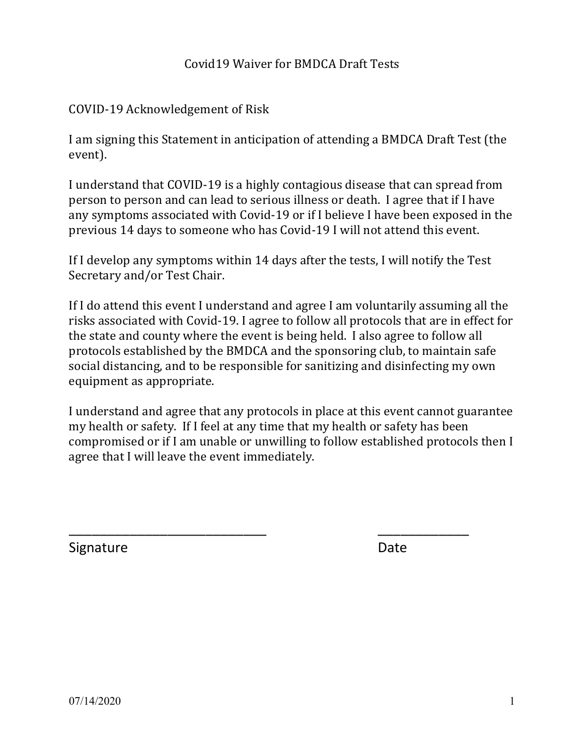# Covid19 Waiver for BMDCA Draft Tests

## COVID-19 Acknowledgement of Risk

I am signing this Statement in anticipation of attending a BMDCA Draft Test (the event).

I understand that COVID-19 is a highly contagious disease that can spread from person to person and can lead to serious illness or death. I agree that if I have any symptoms associated with Covid-19 or if I believe I have been exposed in the previous 14 days to someone who has Covid-19 I will not attend this event.

If I develop any symptoms within 14 days after the tests, I will notify the Test Secretary and/or Test Chair.

If I do attend this event I understand and agree I am voluntarily assuming all the risks associated with Covid-19. I agree to follow all protocols that are in effect for the state and county where the event is being held. I also agree to follow all protocols established by the BMDCA and the sponsoring club, to maintain safe social distancing, and to be responsible for sanitizing and disinfecting my own equipment as appropriate.

I understand and agree that any protocols in place at this event cannot guarantee my health or safety. If I feel at any time that my health or safety has been compromised or if I am unable or unwilling to follow established protocols then I agree that I will leave the event immediately.

_______________________________ ______________

Signature Date

07/14/2020